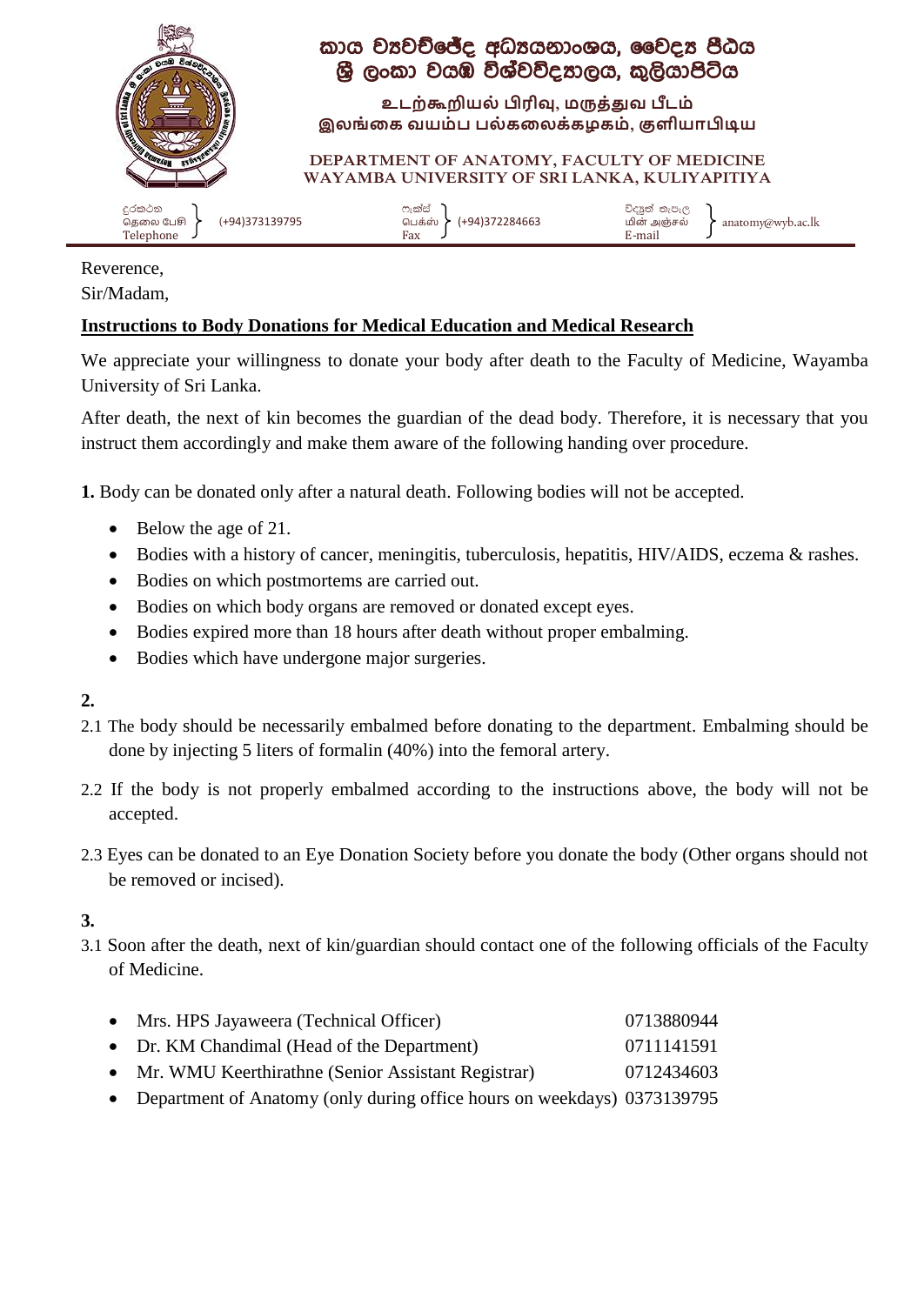# කාය ව්‍යවච්ඡේද අධ්‍යයනාංශය, වෛද්‍ය පීඨය
# ශ්‍රී ලංකා වයඹ විශ්වවිද්‍යාලය, කුලියාපිටිය

# உடற்கூறியல் பிரிவு, மருத்துவ பீடம்
# இலங்கை வயம்ப பல்கலைக்கழகம், குளியாபிடிய

# DEPARTMENT OF ANATOMY, FACULTY OF MEDICINE
# WAYAMBA UNIVERSITY OF SRI LANKA, KULIYAPITIYA

| දුරකථන / தொலை பேசி / Telephone | ෆැක්ස් / பெக்ஸ் / Fax | විද්‍යුත් තැපැල / மின் அஞ்சல் / E-mail |
|---|---|---|
| (+94)373139795 | (+94)372284663 | anatomy@wyb.ac.lk |

Reverence,
Sir/Madam,

**Instructions to Body Donations for Medical Education and Medical Research**

We appreciate your willingness to donate your body after death to the Faculty of Medicine, Wayamba University of Sri Lanka.

After death, the next of kin becomes the guardian of the dead body. Therefore, it is necessary that you instruct them accordingly and make them aware of the following handing over procedure.

**1.** Body can be donated only after a natural death. Following bodies will not be accepted.

- Below the age of 21.
- Bodies with a history of cancer, meningitis, tuberculosis, hepatitis, HIV/AIDS, eczema & rashes.
- Bodies on which postmortems are carried out.
- Bodies on which body organs are removed or donated except eyes.
- Bodies expired more than 18 hours after death without proper embalming.
- Bodies which have undergone major surgeries.

**2.**

2.1 The body should be necessarily embalmed before donating to the department. Embalming should be done by injecting 5 liters of formalin (40%) into the femoral artery.

2.2 If the body is not properly embalmed according to the instructions above, the body will not be accepted.

2.3 Eyes can be donated to an Eye Donation Society before you donate the body (Other organs should not be removed or incised).

**3.**

3.1 Soon after the death, next of kin/guardian should contact one of the following officials of the Faculty of Medicine.

- Mrs. HPS Jayaweera (Technical Officer) 0713880944
- Dr. KM Chandimal (Head of the Department) 0711141591
- Mr. WMU Keerthirathne (Senior Assistant Registrar) 0712434603
- Department of Anatomy (only during office hours on weekdays) 0373139795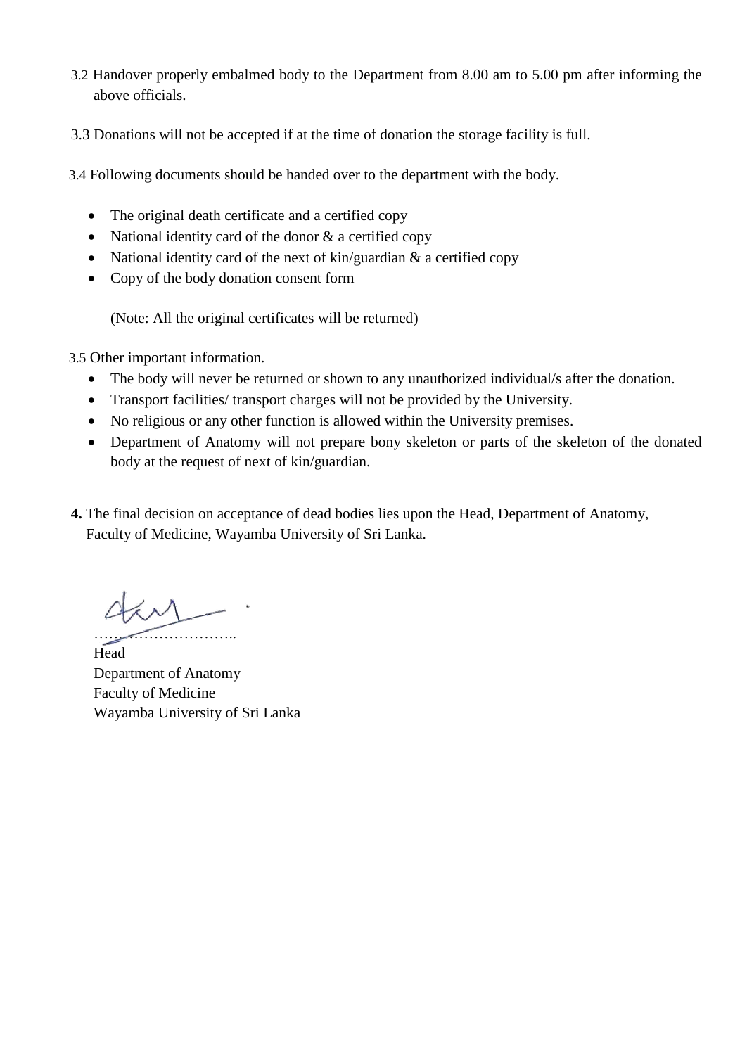3.2 Handover properly embalmed body to the Department from 8.00 am to 5.00 pm after informing the above officials.

3.3 Donations will not be accepted if at the time of donation the storage facility is full.

3.4 Following documents should be handed over to the department with the body.

- The original death certificate and a certified copy
- National identity card of the donor & a certified copy
- National identity card of the next of kin/guardian & a certified copy
- Copy of the body donation consent form

(Note: All the original certificates will be returned)

3.5 Other important information.

- The body will never be returned or shown to any unauthorized individual/s after the donation.
- Transport facilities/ transport charges will not be provided by the University.
- No religious or any other function is allowed within the University premises.
- Department of Anatomy will not prepare bony skeleton or parts of the skeleton of the donated body at the request of next of kin/guardian.

**4.** The final decision on acceptance of dead bodies lies upon the Head, Department of Anatomy, Faculty of Medicine, Wayamba University of Sri Lanka.

………………………..

Head
Department of Anatomy
Faculty of Medicine
Wayamba University of Sri Lanka